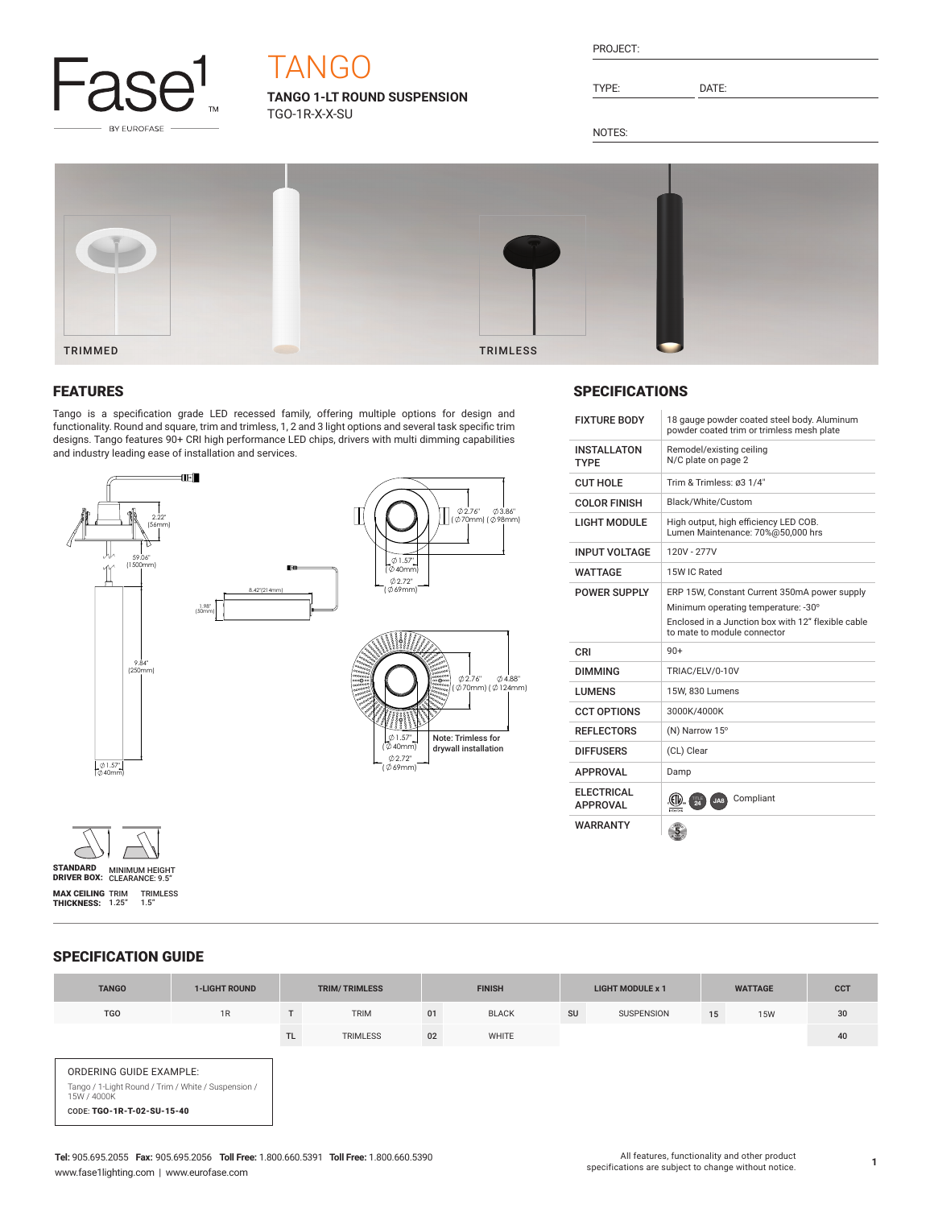Fase1™ BY EUROFASE

# TANGO

**TANGO 1-LT ROUND SUSPENSION**
TGO-1R-X-X-SU

PROJECT:

TYPE: DATE:

NOTES:

TRIMMED

TRIMLESS

## FEATURES

Tango is a specification grade LED recessed family, offering multiple options for design and functionality. Round and square, trim and trimless, 1, 2 and 3 light options and several task specific trim designs. Tango features 90+ CRI high performance LED chips, drivers with multi dimming capabilities and industry leading ease of installation and services.

2.22" (56mm)
59.06" (1500mm)
9.84" (250mm)
⌀1.57" (⌀40mm)
8.42" (214mm)
1.98" (50mm)
⌀2.76" (⌀70mm) ⌀3.86" (⌀98mm)
⌀1.57" (⌀40mm)
⌀2.72" (⌀69mm)
⌀2.76" (⌀70mm) ⌀4.88" (⌀124mm)
⌀1.57" (⌀40mm)
⌀2.72" (⌀69mm)

Note: Trimless for drywall installation

**STANDARD DRIVER BOX:** MINIMUM HEIGHT CLEARANCE: 9.5"

**MAX CEILING THICKNESS:** TRIM 1.25" TRIMLESS 1.5"

## SPECIFICATIONS

| | |
|---|---|
| FIXTURE BODY | 18 gauge powder coated steel body. Aluminum powder coated trim or trimless mesh plate |
| INSTALLATON TYPE | Remodel/existing ceiling N/C plate on page 2 |
| CUT HOLE | Trim & Trimless: ø3 1/4" |
| COLOR FINISH | Black/White/Custom |
| LIGHT MODULE | High output, high efficiency LED COB. Lumen Maintenance: 70%@50,000 hrs |
| INPUT VOLTAGE | 120V - 277V |
| WATTAGE | 15W IC Rated |
| POWER SUPPLY | ERP 15W, Constant Current 350mA power supply<br>Minimum operating temperature: -30º<br>Enclosed in a Junction box with 12" flexible cable to mate to module connector |
| CRI | 90+ |
| DIMMING | TRIAC/ELV/0-10V |
| LUMENS | 15W, 830 Lumens |
| CCT OPTIONS | 3000K/4000K |
| REFLECTORS | (N) Narrow 15º |
| DIFFUSERS | (CL) Clear |
| APPROVAL | Damp |
| ELECTRICAL APPROVAL | ETL Title 24 JA8 Compliant |
| WARRANTY | 5 |

## SPECIFICATION GUIDE

| TANGO | 1-LIGHT ROUND | TRIM/ TRIMLESS | | FINISH | | LIGHT MODULE x 1 | | WATTAGE | | CCT |
|---|---|---|---|---|---|---|---|---|---|---|
| TGO | 1R | T | TRIM | 01 | BLACK | SU | SUSPENSION | 15 | 15W | 30 |
| | | TL | TRIMLESS | 02 | WHITE | | | | | 40 |

ORDERING GUIDE EXAMPLE:
Tango / 1-Light Round / Trim / White / Suspension / 15W / 4000K
CODE: **TGO-1R-T-02-SU-15-40**

**Tel:** 905.695.2055 **Fax:** 905.695.2056 **Toll Free:** 1.800.660.5391 **Toll Free:** 1.800.660.5390
www.fase1lighting.com | www.eurofase.com

All features, functionality and other product specifications are subject to change without notice.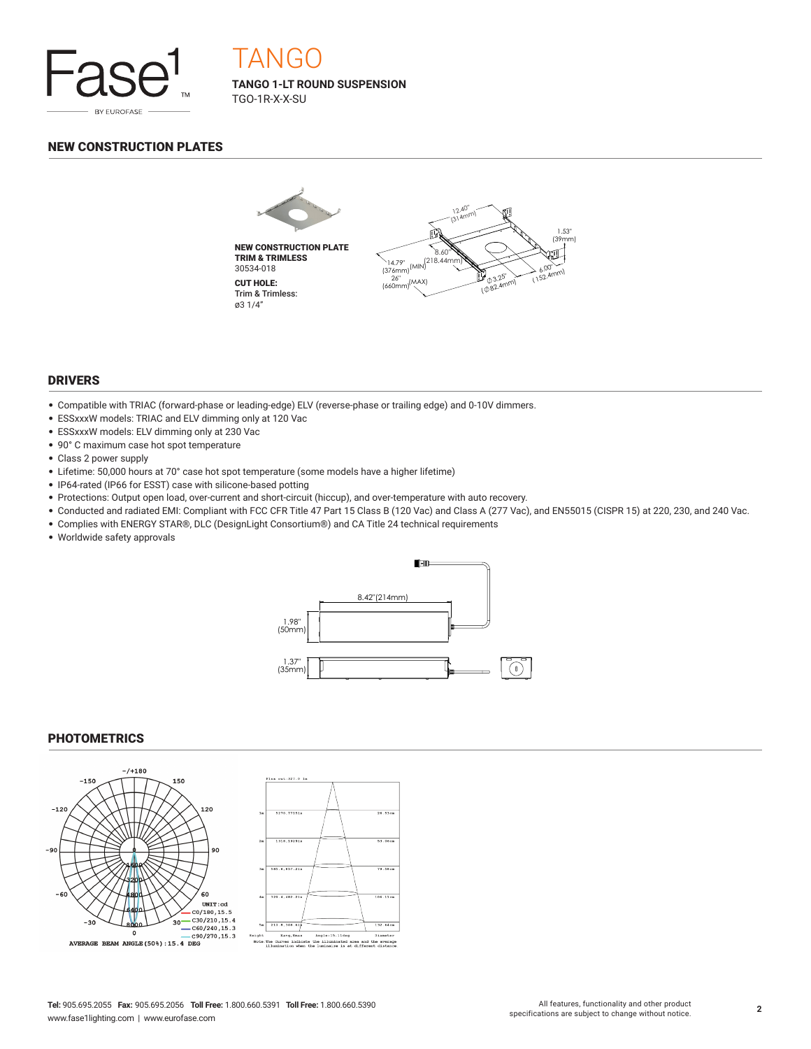Fase1 BY EUROFASE

# TANGO

**TANGO 1-LT ROUND SUSPENSION**

TGO-1R-X-X-SU

## NEW CONSTRUCTION PLATES

**NEW CONSTRUCTION PLATE TRIM & TRIMLESS**
30534-018

**CUT HOLE:**
Trim & Trimless:
ø3 1/4"

12.40" (314mm)
1.53" (39mm)
8.60" (218.44mm)
14.79" (376mm) (MIN)
26" (660mm) (MAX)
Ø3.25" (Ø82.4mm)
6.00" (152.4mm)

## DRIVERS

- Compatible with TRIAC (forward-phase or leading-edge) ELV (reverse-phase or trailing edge) and 0-10V dimmers.
- ESSxxxW models: TRIAC and ELV dimming only at 120 Vac
- ESSxxxW models: ELV dimming only at 230 Vac
- 90° C maximum case hot spot temperature
- Class 2 power supply
- Lifetime: 50,000 hours at 70° case hot spot temperature (some models have a higher lifetime)
- IP64-rated (IP66 for ESST) case with silicone-based potting
- Protections: Output open load, over-current and short-circuit (hiccup), and over-temperature with auto recovery.
- Conducted and radiated EMI: Compliant with FCC CFR Title 47 Part 15 Class B (120 Vac) and Class A (277 Vac), and EN55015 (CISPR 15) at 220, 230, and 240 Vac.
- Complies with ENERGY STAR®, DLC (DesignLight Consortium®) and CA Title 24 technical requirements
- Worldwide safety approvals

8.42"(214mm)
1.98" (50mm)
1.37" (35mm)

## PHOTOMETRICS

-/+180
-150 150
-120 120
-90 90
-60 60
-30 30
0
1600
3200
4800
6400
8000
UNIT:cd
C0/180,15.5
C30/210,15.4
C60/240,15.3
C90/270,15.3
AVERAGE BEAM ANGLE(50%):15.4 DEG

Height | Eavg,Emax | Angle:15.11deg | Diameter

Note:The curves indicate the illuminated area and the average illumination when the luminaire is at different distance

All features, functionality and other product specifications are subject to change without notice.

**Tel:** 905.695.2055 **Fax:** 905.695.2056 **Toll Free:** 1.800.660.5391 **Toll Free:** 1.800.660.5390
www.fase1lighting.com | www.eurofase.com